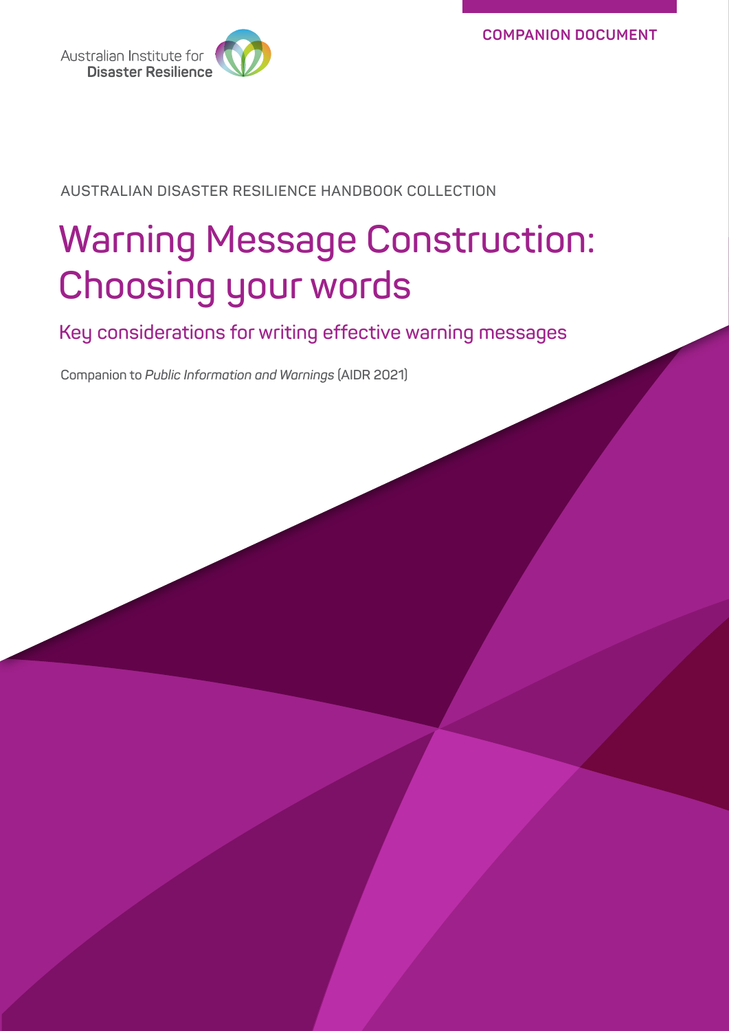COMPANION DOCUMENT

Australian Institute for Disaster Resilience

AUSTRALIAN DISASTER RESILIENCE HANDBOOK COLLECTION

# Warning Message Construction: Choosing your words

## Key considerations for writing effective warning messages

Companion to *Public Information and Warnings* (AIDR 2021)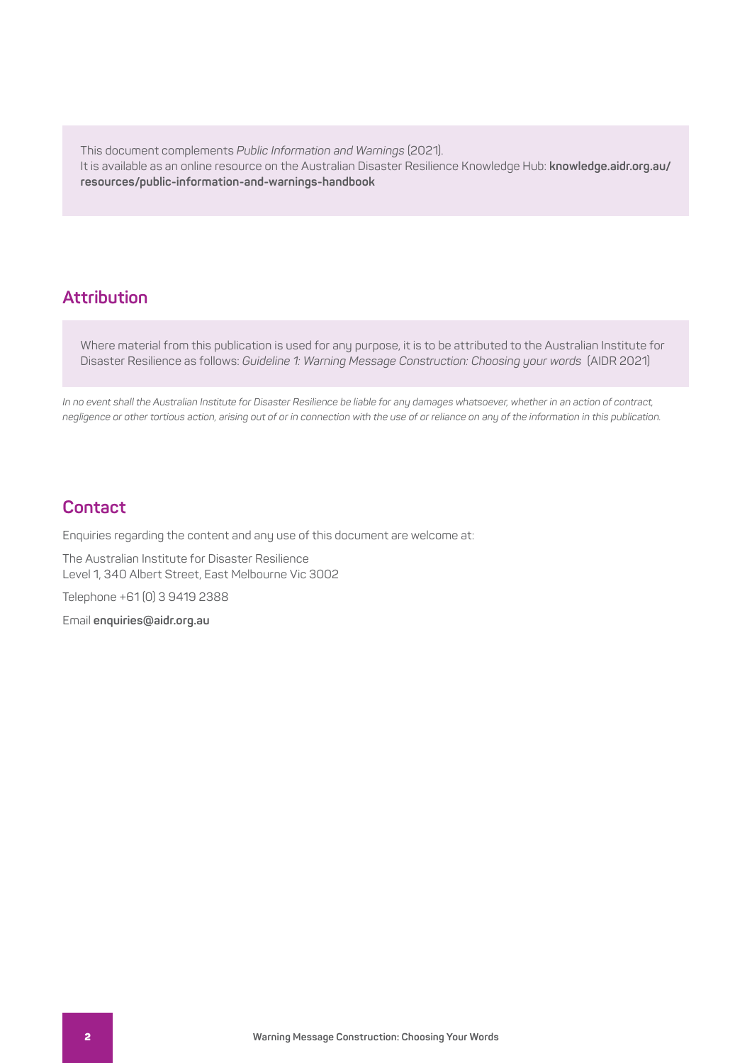This document complements *Public Information and Warnings* (2021).
It is available as an online resource on the Australian Disaster Resilience Knowledge Hub: **knowledge.aidr.org.au/resources/public-information-and-warnings-handbook**

## Attribution

Where material from this publication is used for any purpose, it is to be attributed to the Australian Institute for Disaster Resilience as follows: *Guideline 1: Warning Message Construction: Choosing your words* (AIDR 2021)

*In no event shall the Australian Institute for Disaster Resilience be liable for any damages whatsoever, whether in an action of contract, negligence or other tortious action, arising out of or in connection with the use of or reliance on any of the information in this publication.*

## Contact

Enquiries regarding the content and any use of this document are welcome at:

The Australian Institute for Disaster Resilience
Level 1, 340 Albert Street, East Melbourne Vic 3002

Telephone +61 (0) 3 9419 2388

Email **enquiries@aidr.org.au**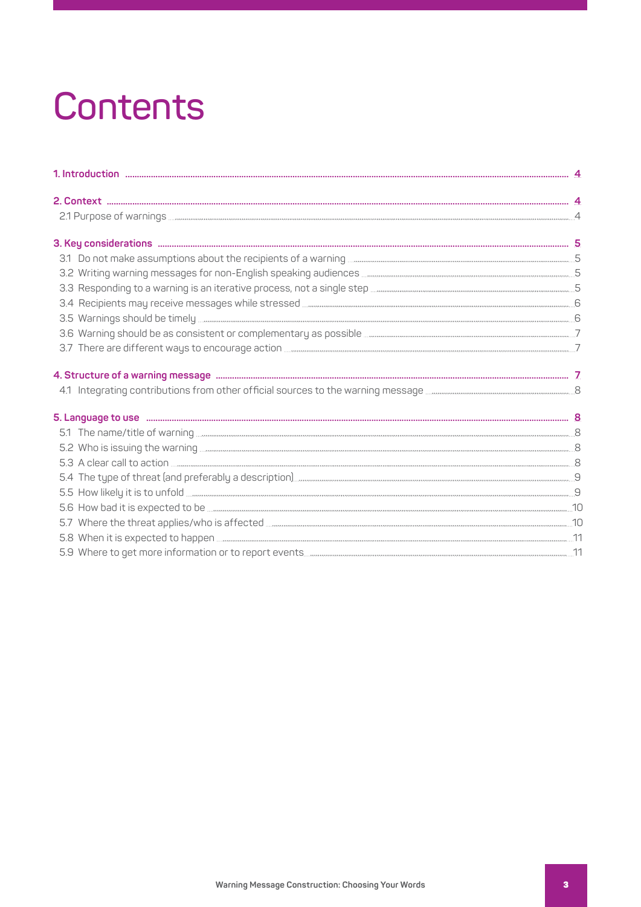# Contents

**1. Introduction** ..... 4

**2. Context** ..... 4

2.1 Purpose of warnings ..... 4

**3. Key considerations** ..... 5

3.1 Do not make assumptions about the recipients of a warning ..... 5

3.2 Writing warning messages for non-English speaking audiences ..... 5

3.3 Responding to a warning is an iterative process, not a single step ..... 5

3.4 Recipients may receive messages while stressed ..... 6

3.5 Warnings should be timely ..... 6

3.6 Warning should be as consistent or complementary as possible ..... 7

3.7 There are different ways to encourage action ..... 7

**4. Structure of a warning message** ..... 7

4.1 Integrating contributions from other official sources to the warning message ..... 8

**5. Language to use** ..... 8

5.1 The name/title of warning ..... 8

5.2 Who is issuing the warning ..... 8

5.3 A clear call to action ..... 8

5.4 The type of threat (and preferably a description) ..... 9

5.5 How likely it is to unfold ..... 9

5.6 How bad it is expected to be ..... 10

5.7 Where the threat applies/who is affected ..... 10

5.8 When it is expected to happen ..... 11

5.9 Where to get more information or to report events ..... 11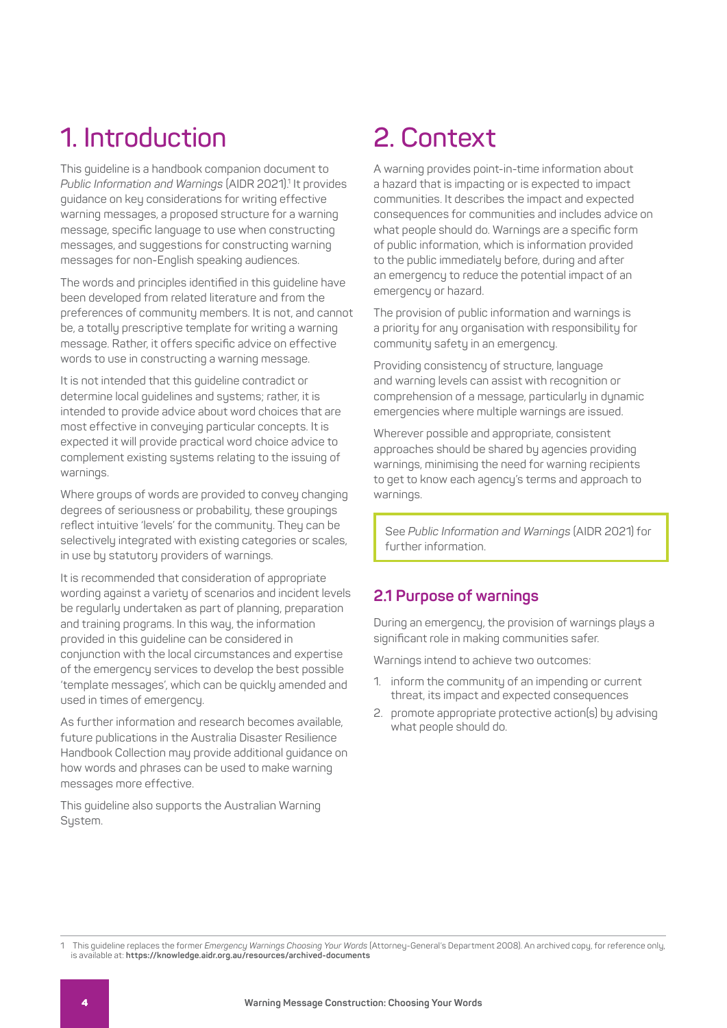# 1. Introduction

This guideline is a handbook companion document to *Public Information and Warnings* (AIDR 2021).[1] It provides guidance on key considerations for writing effective warning messages, a proposed structure for a warning message, specific language to use when constructing messages, and suggestions for constructing warning messages for non-English speaking audiences.

The words and principles identified in this guideline have been developed from related literature and from the preferences of community members. It is not, and cannot be, a totally prescriptive template for writing a warning message. Rather, it offers specific advice on effective words to use in constructing a warning message.

It is not intended that this guideline contradict or determine local guidelines and systems; rather, it is intended to provide advice about word choices that are most effective in conveying particular concepts. It is expected it will provide practical word choice advice to complement existing systems relating to the issuing of warnings.

Where groups of words are provided to convey changing degrees of seriousness or probability, these groupings reflect intuitive 'levels' for the community. They can be selectively integrated with existing categories or scales, in use by statutory providers of warnings.

It is recommended that consideration of appropriate wording against a variety of scenarios and incident levels be regularly undertaken as part of planning, preparation and training programs. In this way, the information provided in this guideline can be considered in conjunction with the local circumstances and expertise of the emergency services to develop the best possible 'template messages', which can be quickly amended and used in times of emergency.

As further information and research becomes available, future publications in the Australia Disaster Resilience Handbook Collection may provide additional guidance on how words and phrases can be used to make warning messages more effective.

This guideline also supports the Australian Warning System.

# 2. Context

A warning provides point-in-time information about a hazard that is impacting or is expected to impact communities. It describes the impact and expected consequences for communities and includes advice on what people should do. Warnings are a specific form of public information, which is information provided to the public immediately before, during and after an emergency to reduce the potential impact of an emergency or hazard.

The provision of public information and warnings is a priority for any organisation with responsibility for community safety in an emergency.

Providing consistency of structure, language and warning levels can assist with recognition or comprehension of a message, particularly in dynamic emergencies where multiple warnings are issued.

Wherever possible and appropriate, consistent approaches should be shared by agencies providing warnings, minimising the need for warning recipients to get to know each agency's terms and approach to warnings.

> See *Public Information and Warnings* (AIDR 2021) for further information.

## 2.1 Purpose of warnings

During an emergency, the provision of warnings plays a significant role in making communities safer.

Warnings intend to achieve two outcomes:

1. inform the community of an impending or current threat, its impact and expected consequences
2. promote appropriate protective action(s) by advising what people should do.

---

[1] This guideline replaces the former *Emergency Warnings Choosing Your Words* (Attorney-General's Department 2008). An archived copy, for reference only, is available at: **https://knowledge.aidr.org.au/resources/archived-documents**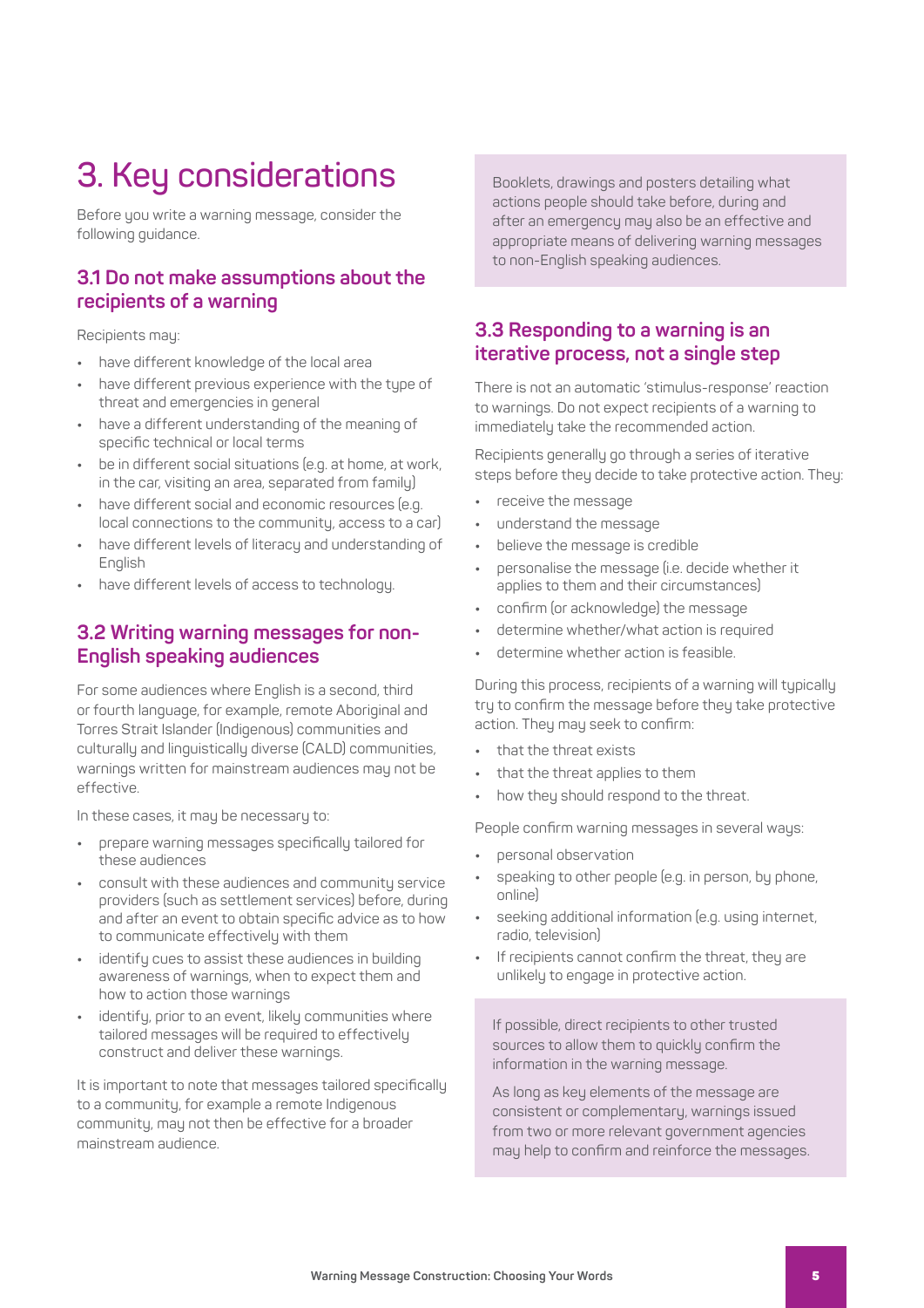# 3. Key considerations

Before you write a warning message, consider the following guidance.

## 3.1 Do not make assumptions about the recipients of a warning

Recipients may:

- have different knowledge of the local area
- have different previous experience with the type of threat and emergencies in general
- have a different understanding of the meaning of specific technical or local terms
- be in different social situations (e.g. at home, at work, in the car, visiting an area, separated from family)
- have different social and economic resources (e.g. local connections to the community, access to a car)
- have different levels of literacy and understanding of English
- have different levels of access to technology.

## 3.2 Writing warning messages for non-English speaking audiences

For some audiences where English is a second, third or fourth language, for example, remote Aboriginal and Torres Strait Islander (Indigenous) communities and culturally and linguistically diverse (CALD) communities, warnings written for mainstream audiences may not be effective.

In these cases, it may be necessary to:

- prepare warning messages specifically tailored for these audiences
- consult with these audiences and community service providers (such as settlement services) before, during and after an event to obtain specific advice as to how to communicate effectively with them
- identify cues to assist these audiences in building awareness of warnings, when to expect them and how to action those warnings
- identify, prior to an event, likely communities where tailored messages will be required to effectively construct and deliver these warnings.

It is important to note that messages tailored specifically to a community, for example a remote Indigenous community, may not then be effective for a broader mainstream audience.

> Booklets, drawings and posters detailing what actions people should take before, during and after an emergency may also be an effective and appropriate means of delivering warning messages to non-English speaking audiences.

## 3.3 Responding to a warning is an iterative process, not a single step

There is not an automatic 'stimulus-response' reaction to warnings. Do not expect recipients of a warning to immediately take the recommended action.

Recipients generally go through a series of iterative steps before they decide to take protective action. They:

- receive the message
- understand the message
- believe the message is credible
- personalise the message (i.e. decide whether it applies to them and their circumstances)
- confirm (or acknowledge) the message
- determine whether/what action is required
- determine whether action is feasible.

During this process, recipients of a warning will typically try to confirm the message before they take protective action. They may seek to confirm:

- that the threat exists
- that the threat applies to them
- how they should respond to the threat.

People confirm warning messages in several ways:

- personal observation
- speaking to other people (e.g. in person, by phone, online)
- seeking additional information (e.g. using internet, radio, television)
- If recipients cannot confirm the threat, they are unlikely to engage in protective action.

> If possible, direct recipients to other trusted sources to allow them to quickly confirm the information in the warning message.
>
> As long as key elements of the message are consistent or complementary, warnings issued from two or more relevant government agencies may help to confirm and reinforce the messages.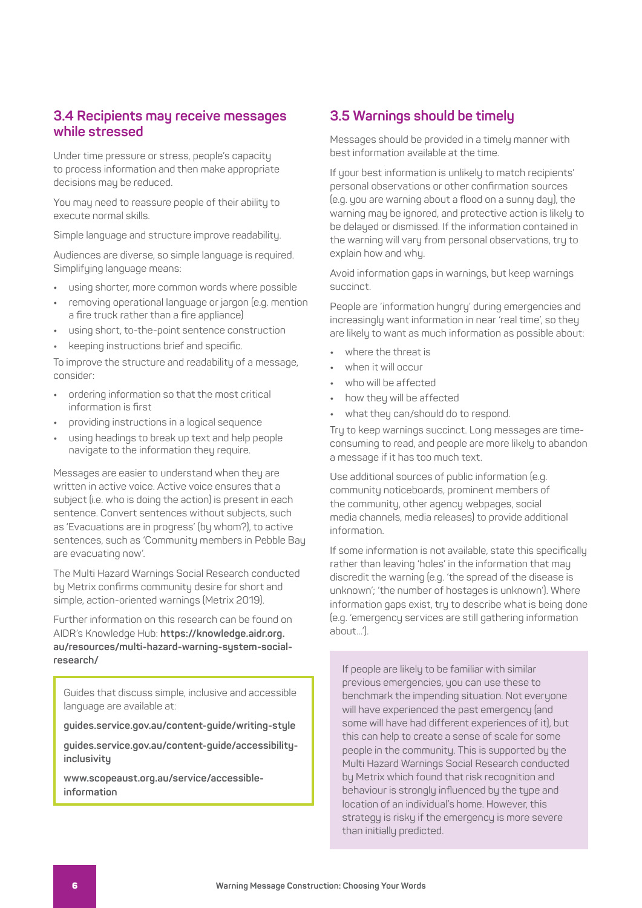## 3.4 Recipients may receive messages while stressed

Under time pressure or stress, people's capacity to process information and then make appropriate decisions may be reduced.

You may need to reassure people of their ability to execute normal skills.

Simple language and structure improve readability.

Audiences are diverse, so simple language is required. Simplifying language means:

- using shorter, more common words where possible
- removing operational language or jargon (e.g. mention a fire truck rather than a fire appliance)
- using short, to-the-point sentence construction
- keeping instructions brief and specific.

To improve the structure and readability of a message, consider:

- ordering information so that the most critical information is first
- providing instructions in a logical sequence
- using headings to break up text and help people navigate to the information they require.

Messages are easier to understand when they are written in active voice. Active voice ensures that a subject (i.e. who is doing the action) is present in each sentence. Convert sentences without subjects, such as 'Evacuations are in progress' (by whom?), to active sentences, such as 'Community members in Pebble Bay are evacuating now'.

The Multi Hazard Warnings Social Research conducted by Metrix confirms community desire for short and simple, action-oriented warnings (Metrix 2019).

Further information on this research can be found on AIDR's Knowledge Hub: **https://knowledge.aidr.org.au/resources/multi-hazard-warning-system-social-research/**

> Guides that discuss simple, inclusive and accessible language are available at:
>
> **guides.service.gov.au/content-guide/writing-style**
>
> **guides.service.gov.au/content-guide/accessibility-inclusivity**
>
> **www.scopeaust.org.au/service/accessible-information**

## 3.5 Warnings should be timely

Messages should be provided in a timely manner with best information available at the time.

If your best information is unlikely to match recipients' personal observations or other confirmation sources (e.g. you are warning about a flood on a sunny day), the warning may be ignored, and protective action is likely to be delayed or dismissed. If the information contained in the warning will vary from personal observations, try to explain how and why.

Avoid information gaps in warnings, but keep warnings succinct.

People are 'information hungry' during emergencies and increasingly want information in near 'real time', so they are likely to want as much information as possible about:

- where the threat is
- when it will occur
- who will be affected
- how they will be affected
- what they can/should do to respond.

Try to keep warnings succinct. Long messages are time-consuming to read, and people are more likely to abandon a message if it has too much text.

Use additional sources of public information (e.g. community noticeboards, prominent members of the community, other agency webpages, social media channels, media releases) to provide additional information.

If some information is not available, state this specifically rather than leaving 'holes' in the information that may discredit the warning (e.g. 'the spread of the disease is unknown'; 'the number of hostages is unknown'). Where information gaps exist, try to describe what is being done (e.g. 'emergency services are still gathering information about…').

> If people are likely to be familiar with similar previous emergencies, you can use these to benchmark the impending situation. Not everyone will have experienced the past emergency (and some will have had different experiences of it), but this can help to create a sense of scale for some people in the community. This is supported by the Multi Hazard Warnings Social Research conducted by Metrix which found that risk recognition and behaviour is strongly influenced by the type and location of an individual's home. However, this strategy is risky if the emergency is more severe than initially predicted.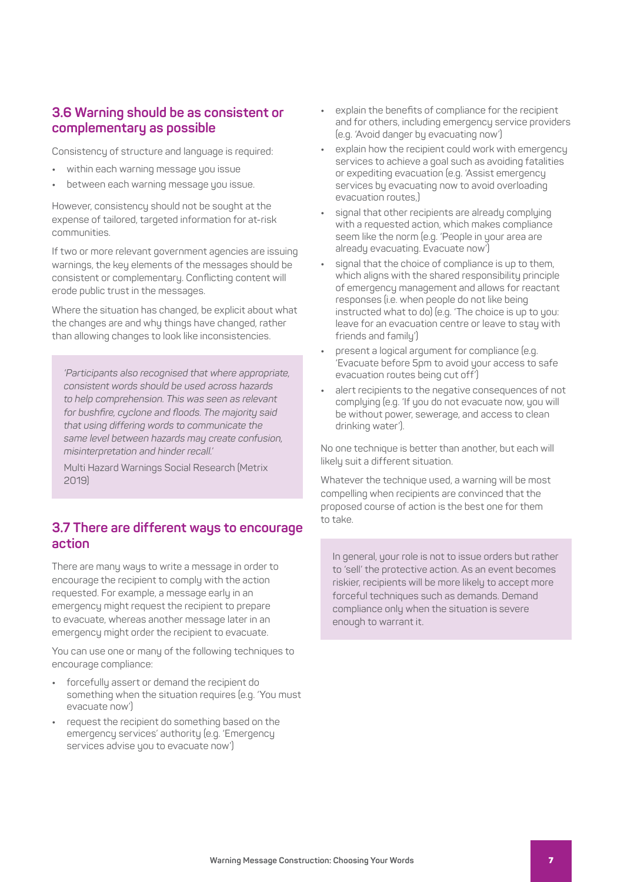## 3.6 Warning should be as consistent or complementary as possible

Consistency of structure and language is required:

- within each warning message you issue
- between each warning message you issue.

However, consistency should not be sought at the expense of tailored, targeted information for at-risk communities.

If two or more relevant government agencies are issuing warnings, the key elements of the messages should be consistent or complementary. Conflicting content will erode public trust in the messages.

Where the situation has changed, be explicit about what the changes are and why things have changed, rather than allowing changes to look like inconsistencies.

> *'Participants also recognised that where appropriate, consistent words should be used across hazards to help comprehension. This was seen as relevant for bushfire, cyclone and floods. The majority said that using differing words to communicate the same level between hazards may create confusion, misinterpretation and hinder recall.'*
>
> Multi Hazard Warnings Social Research (Metrix 2019)

## 3.7 There are different ways to encourage action

There are many ways to write a message in order to encourage the recipient to comply with the action requested. For example, a message early in an emergency might request the recipient to prepare to evacuate, whereas another message later in an emergency might order the recipient to evacuate.

You can use one or many of the following techniques to encourage compliance:

- forcefully assert or demand the recipient do something when the situation requires (e.g. 'You must evacuate now')
- request the recipient do something based on the emergency services' authority (e.g. 'Emergency services advise you to evacuate now')
- explain the benefits of compliance for the recipient and for others, including emergency service providers (e.g. 'Avoid danger by evacuating now')
- explain how the recipient could work with emergency services to achieve a goal such as avoiding fatalities or expediting evacuation (e.g. 'Assist emergency services by evacuating now to avoid overloading evacuation routes.)
- signal that other recipients are already complying with a requested action, which makes compliance seem like the norm (e.g. 'People in your area are already evacuating. Evacuate now')
- signal that the choice of compliance is up to them, which aligns with the shared responsibility principle of emergency management and allows for reactant responses (i.e. when people do not like being instructed what to do) (e.g. 'The choice is up to you: leave for an evacuation centre or leave to stay with friends and family')
- present a logical argument for compliance (e.g. 'Evacuate before 5pm to avoid your access to safe evacuation routes being cut off')
- alert recipients to the negative consequences of not complying (e.g. 'If you do not evacuate now, you will be without power, sewerage, and access to clean drinking water').

No one technique is better than another, but each will likely suit a different situation.

Whatever the technique used, a warning will be most compelling when recipients are convinced that the proposed course of action is the best one for them to take.

> In general, your role is not to issue orders but rather to 'sell' the protective action. As an event becomes riskier, recipients will be more likely to accept more forceful techniques such as demands. Demand compliance only when the situation is severe enough to warrant it.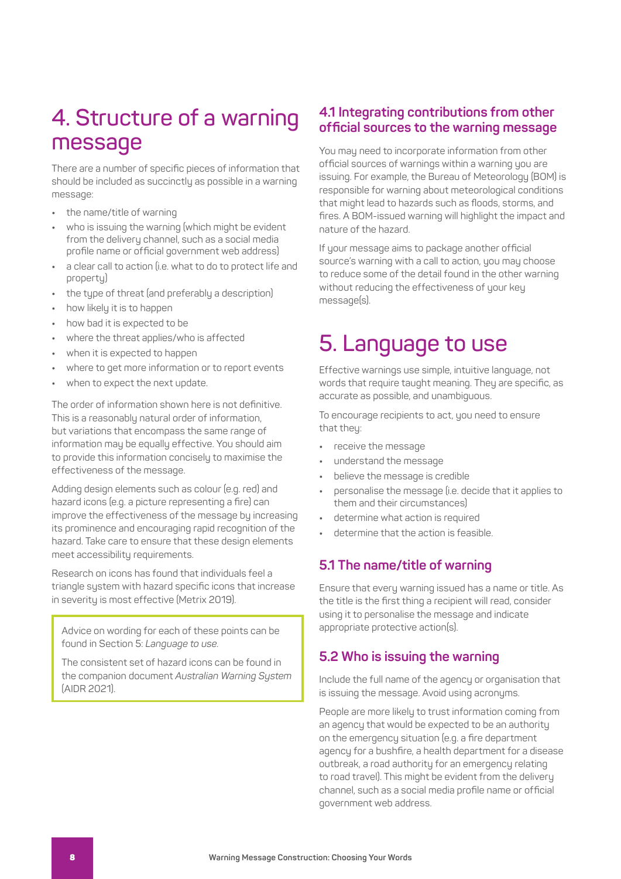# 4. Structure of a warning message

There are a number of specific pieces of information that should be included as succinctly as possible in a warning message:

- the name/title of warning
- who is issuing the warning (which might be evident from the delivery channel, such as a social media profile name or official government web address)
- a clear call to action (i.e. what to do to protect life and property)
- the type of threat (and preferably a description)
- how likely it is to happen
- how bad it is expected to be
- where the threat applies/who is affected
- when it is expected to happen
- where to get more information or to report events
- when to expect the next update.

The order of information shown here is not definitive. This is a reasonably natural order of information, but variations that encompass the same range of information may be equally effective. You should aim to provide this information concisely to maximise the effectiveness of the message.

Adding design elements such as colour (e.g. red) and hazard icons (e.g. a picture representing a fire) can improve the effectiveness of the message by increasing its prominence and encouraging rapid recognition of the hazard. Take care to ensure that these design elements meet accessibility requirements.

Research on icons has found that individuals feel a triangle system with hazard specific icons that increase in severity is most effective (Metrix 2019).

> Advice on wording for each of these points can be found in Section 5: *Language to use*.
>
> The consistent set of hazard icons can be found in the companion document *Australian Warning System* (AIDR 2021).

## 4.1 Integrating contributions from other official sources to the warning message

You may need to incorporate information from other official sources of warnings within a warning you are issuing. For example, the Bureau of Meteorology (BOM) is responsible for warning about meteorological conditions that might lead to hazards such as floods, storms, and fires. A BOM-issued warning will highlight the impact and nature of the hazard.

If your message aims to package another official source's warning with a call to action, you may choose to reduce some of the detail found in the other warning without reducing the effectiveness of your key message(s).

# 5. Language to use

Effective warnings use simple, intuitive language, not words that require taught meaning. They are specific, as accurate as possible, and unambiguous.

To encourage recipients to act, you need to ensure that they:

- receive the message
- understand the message
- believe the message is credible
- personalise the message (i.e. decide that it applies to them and their circumstances)
- determine what action is required
- determine that the action is feasible.

## 5.1 The name/title of warning

Ensure that every warning issued has a name or title. As the title is the first thing a recipient will read, consider using it to personalise the message and indicate appropriate protective action(s).

## 5.2 Who is issuing the warning

Include the full name of the agency or organisation that is issuing the message. Avoid using acronyms.

People are more likely to trust information coming from an agency that would be expected to be an authority on the emergency situation (e.g. a fire department agency for a bushfire, a health department for a disease outbreak, a road authority for an emergency relating to road travel). This might be evident from the delivery channel, such as a social media profile name or official government web address.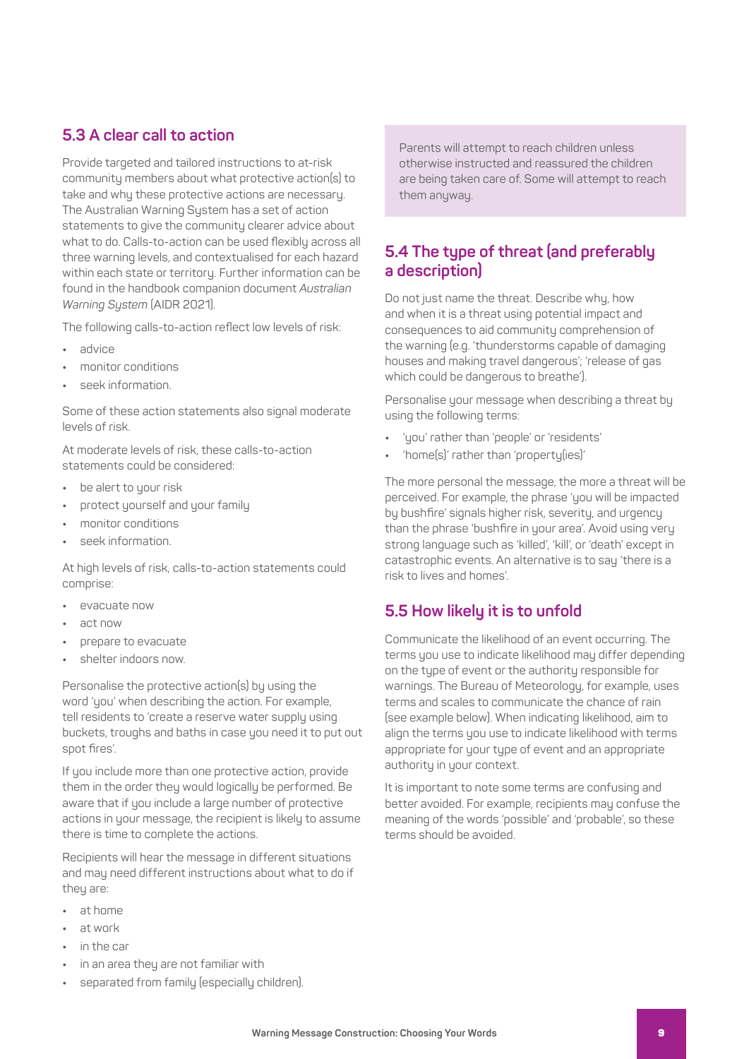## 5.3 A clear call to action

Provide targeted and tailored instructions to at-risk community members about what protective action(s) to take and why these protective actions are necessary. The Australian Warning System has a set of action statements to give the community clearer advice about what to do. Calls-to-action can be used flexibly across all three warning levels, and contextualised for each hazard within each state or territory. Further information can be found in the handbook companion document *Australian Warning System* (AIDR 2021).

The following calls-to-action reflect low levels of risk:

- advice
- monitor conditions
- seek information.

Some of these action statements also signal moderate levels of risk.

At moderate levels of risk, these calls-to-action statements could be considered:

- be alert to your risk
- protect yourself and your family
- monitor conditions
- seek information.

At high levels of risk, calls-to-action statements could comprise:

- evacuate now
- act now
- prepare to evacuate
- shelter indoors now.

Personalise the protective action(s) by using the word 'you' when describing the action. For example, tell residents to 'create a reserve water supply using buckets, troughs and baths in case you need it to put out spot fires'.

If you include more than one protective action, provide them in the order they would logically be performed. Be aware that if you include a large number of protective actions in your message, the recipient is likely to assume there is time to complete the actions.

Recipients will hear the message in different situations and may need different instructions about what to do if they are:

- at home
- at work
- in the car
- in an area they are not familiar with
- separated from family (especially children).

> Parents will attempt to reach children unless otherwise instructed and reassured the children are being taken care of. Some will attempt to reach them anyway.

## 5.4 The type of threat (and preferably a description)

Do not just name the threat. Describe why, how and when it is a threat using potential impact and consequences to aid community comprehension of the warning (e.g. 'thunderstorms capable of damaging houses and making travel dangerous'; 'release of gas which could be dangerous to breathe').

Personalise your message when describing a threat by using the following terms:

- 'you' rather than 'people' or 'residents'
- 'home(s)' rather than 'property(ies)'

The more personal the message, the more a threat will be perceived. For example, the phrase 'you will be impacted by bushfire' signals higher risk, severity, and urgency than the phrase 'bushfire in your area'. Avoid using very strong language such as 'killed', 'kill', or 'death' except in catastrophic events. An alternative is to say 'there is a risk to lives and homes'.

## 5.5 How likely it is to unfold

Communicate the likelihood of an event occurring. The terms you use to indicate likelihood may differ depending on the type of event or the authority responsible for warnings. The Bureau of Meteorology, for example, uses terms and scales to communicate the chance of rain (see example below). When indicating likelihood, aim to align the terms you use to indicate likelihood with terms appropriate for your type of event and an appropriate authority in your context.

It is important to note some terms are confusing and better avoided. For example, recipients may confuse the meaning of the words 'possible' and 'probable', so these terms should be avoided.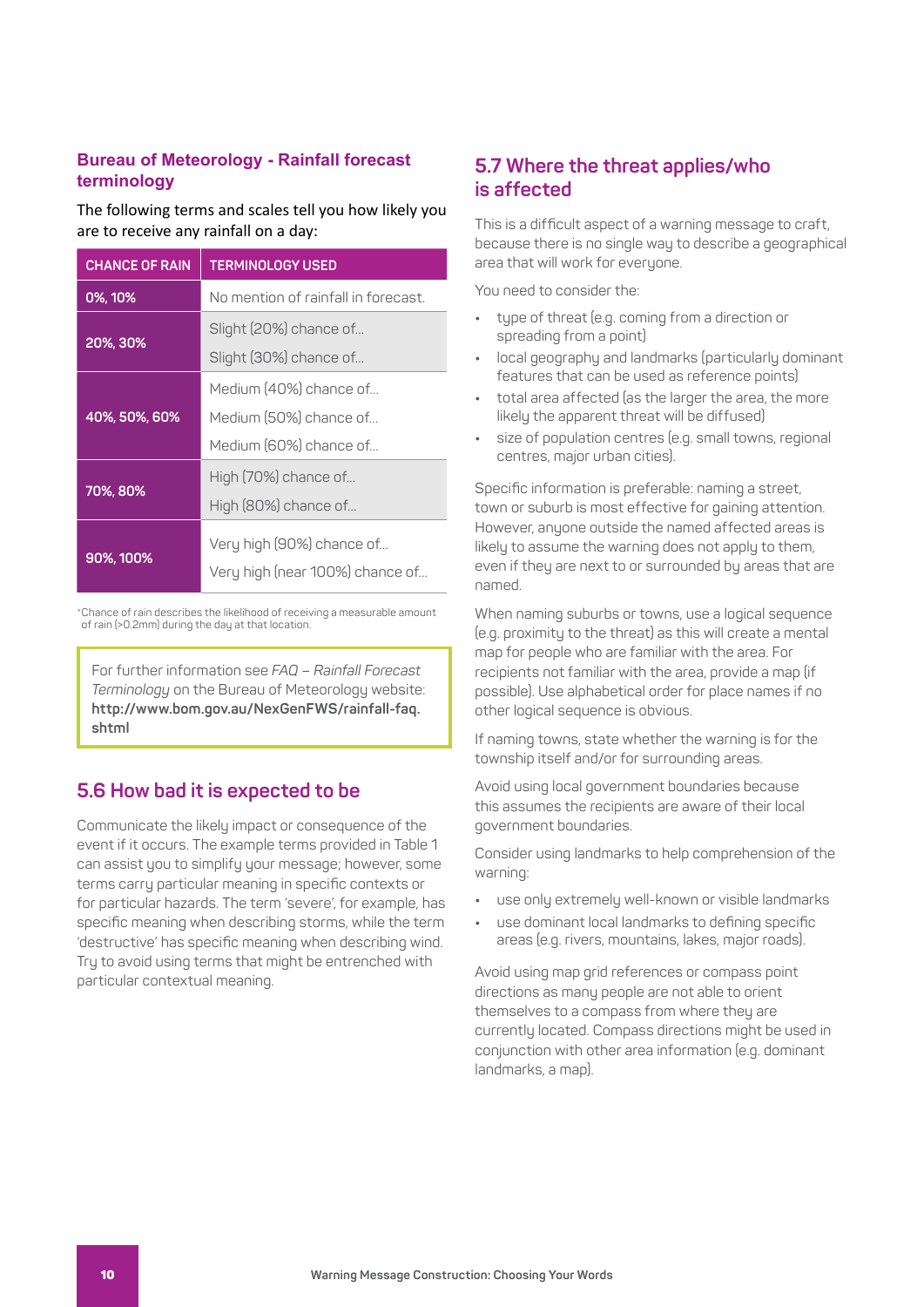### Bureau of Meteorology - Rainfall forecast terminology

The following terms and scales tell you how likely you are to receive any rainfall on a day:

| CHANCE OF RAIN | TERMINOLOGY USED |
|---|---|
| 0%, 10% | No mention of rainfall in forecast. |
| 20%, 30% | Slight (20%) chance of... |
| | Slight (30%) chance of... |
| 40%, 50%, 60% | Medium (40%) chance of... |
| | Medium (50%) chance of... |
| | Medium (60%) chance of... |
| 70%, 80% | High (70%) chance of... |
| | High (80%) chance of... |
| 90%, 100% | Very high (90%) chance of... |
| | Very high (near 100%) chance of... |

*Chance of rain describes the likelihood of receiving a measurable amount of rain (>0.2mm) during the day at that location.

> For further information see *FAQ – Rainfall Forecast Terminology* on the Bureau of Meteorology website: **http://www.bom.gov.au/NexGenFWS/rainfall-faq.shtml**

## 5.6 How bad it is expected to be

Communicate the likely impact or consequence of the event if it occurs. The example terms provided in Table 1 can assist you to simplify your message; however, some terms carry particular meaning in specific contexts or for particular hazards. The term 'severe', for example, has specific meaning when describing storms, while the term 'destructive' has specific meaning when describing wind. Try to avoid using terms that might be entrenched with particular contextual meaning.

## 5.7 Where the threat applies/who is affected

This is a difficult aspect of a warning message to craft, because there is no single way to describe a geographical area that will work for everyone.

You need to consider the:

- type of threat (e.g. coming from a direction or spreading from a point)
- local geography and landmarks (particularly dominant features that can be used as reference points)
- total area affected (as the larger the area, the more likely the apparent threat will be diffused)
- size of population centres (e.g. small towns, regional centres, major urban cities).

Specific information is preferable: naming a street, town or suburb is most effective for gaining attention. However, anyone outside the named affected areas is likely to assume the warning does not apply to them, even if they are next to or surrounded by areas that are named.

When naming suburbs or towns, use a logical sequence (e.g. proximity to the threat) as this will create a mental map for people who are familiar with the area. For recipients not familiar with the area, provide a map (if possible). Use alphabetical order for place names if no other logical sequence is obvious.

If naming towns, state whether the warning is for the township itself and/or for surrounding areas.

Avoid using local government boundaries because this assumes the recipients are aware of their local government boundaries.

Consider using landmarks to help comprehension of the warning:

- use only extremely well-known or visible landmarks
- use dominant local landmarks to defining specific areas (e.g. rivers, mountains, lakes, major roads).

Avoid using map grid references or compass point directions as many people are not able to orient themselves to a compass from where they are currently located. Compass directions might be used in conjunction with other area information (e.g. dominant landmarks, a map).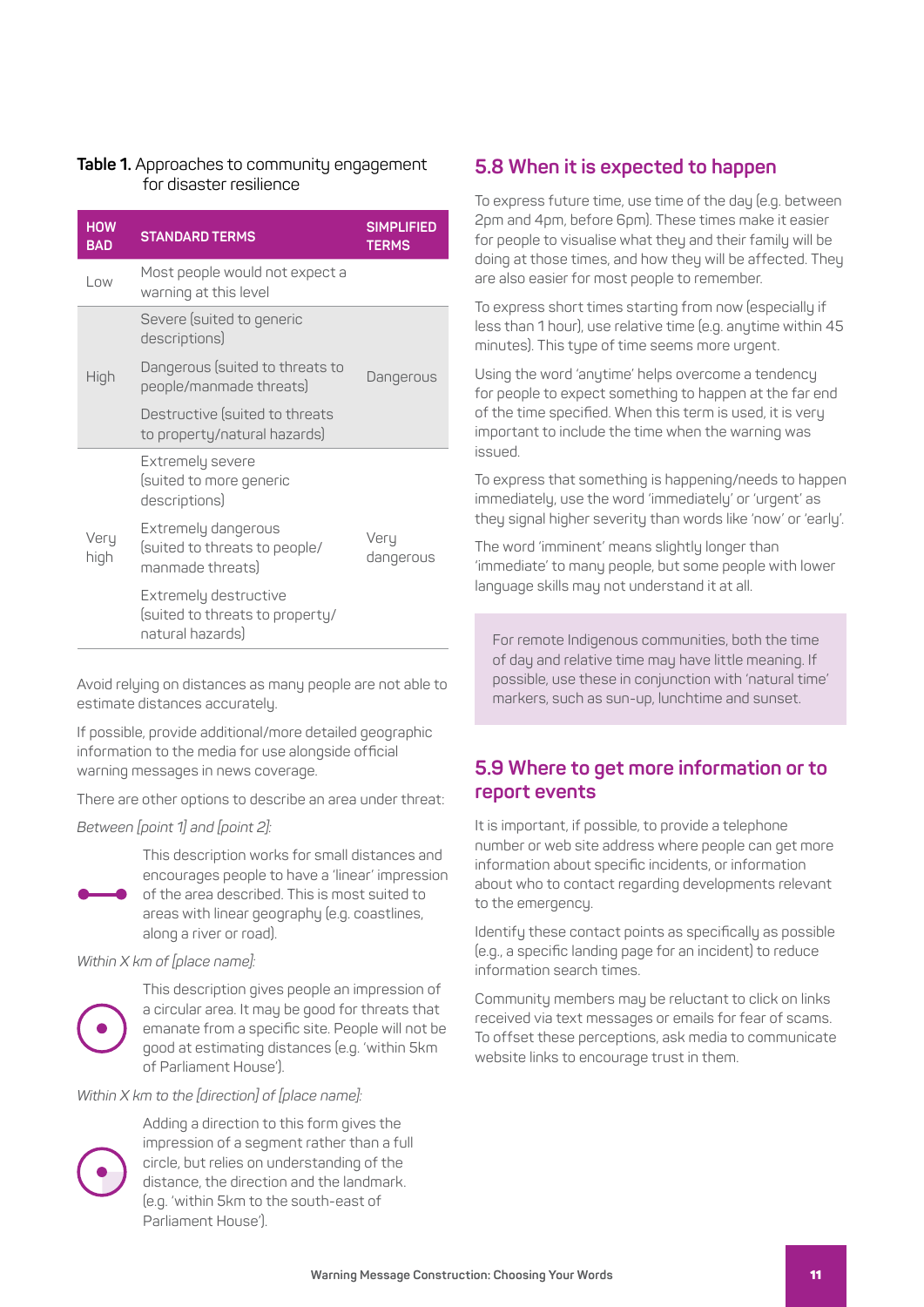**Table 1.** Approaches to community engagement for disaster resilience

| HOW BAD | STANDARD TERMS | SIMPLIFIED TERMS |
| --- | --- | --- |
| Low | Most people would not expect a warning at this level | |
| High | Severe (suited to generic descriptions)<br>Dangerous (suited to threats to people/manmade threats)<br>Destructive (suited to threats to property/natural hazards) | Dangerous |
| Very high | Extremely severe (suited to more generic descriptions)<br>Extremely dangerous (suited to threats to people/manmade threats)<br>Extremely destructive (suited to threats to property/natural hazards) | Very dangerous |

Avoid relying on distances as many people are not able to estimate distances accurately.

If possible, provide additional/more detailed geographic information to the media for use alongside official warning messages in news coverage.

There are other options to describe an area under threat:

*Between [point 1] and [point 2]:*

This description works for small distances and encourages people to have a 'linear' impression of the area described. This is most suited to areas with linear geography (e.g. coastlines, along a river or road).

*Within X km of [place name]:*

This description gives people an impression of a circular area. It may be good for threats that emanate from a specific site. People will not be good at estimating distances (e.g. 'within 5km of Parliament House').

*Within X km to the [direction] of [place name]:*

Adding a direction to this form gives the impression of a segment rather than a full circle, but relies on understanding of the distance, the direction and the landmark. (e.g. 'within 5km to the south-east of Parliament House').

## 5.8 When it is expected to happen

To express future time, use time of the day (e.g. between 2pm and 4pm, before 6pm). These times make it easier for people to visualise what they and their family will be doing at those times, and how they will be affected. They are also easier for most people to remember.

To express short times starting from now (especially if less than 1 hour), use relative time (e.g. anytime within 45 minutes). This type of time seems more urgent.

Using the word 'anytime' helps overcome a tendency for people to expect something to happen at the far end of the time specified. When this term is used, it is very important to include the time when the warning was issued.

To express that something is happening/needs to happen immediately, use the word 'immediately' or 'urgent' as they signal higher severity than words like 'now' or 'early'.

The word 'imminent' means slightly longer than 'immediate' to many people, but some people with lower language skills may not understand it at all.

For remote Indigenous communities, both the time of day and relative time may have little meaning. If possible, use these in conjunction with 'natural time' markers, such as sun-up, lunchtime and sunset.

## 5.9 Where to get more information or to report events

It is important, if possible, to provide a telephone number or web site address where people can get more information about specific incidents, or information about who to contact regarding developments relevant to the emergency.

Identify these contact points as specifically as possible (e.g., a specific landing page for an incident) to reduce information search times.

Community members may be reluctant to click on links received via text messages or emails for fear of scams. To offset these perceptions, ask media to communicate website links to encourage trust in them.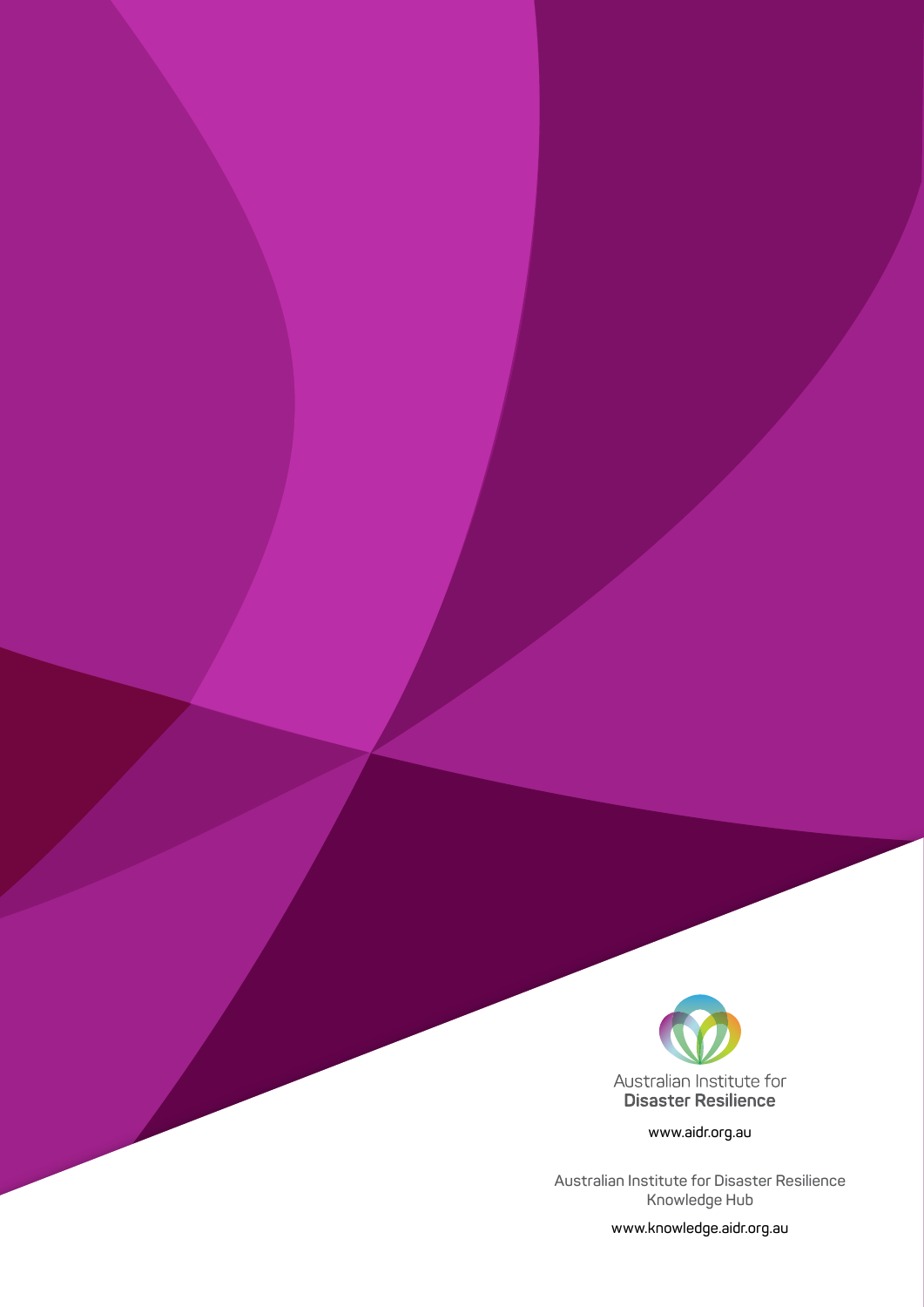Australian Institute for
**Disaster Resilience**

www.aidr.org.au

Australian Institute for Disaster Resilience
Knowledge Hub

www.knowledge.aidr.org.au